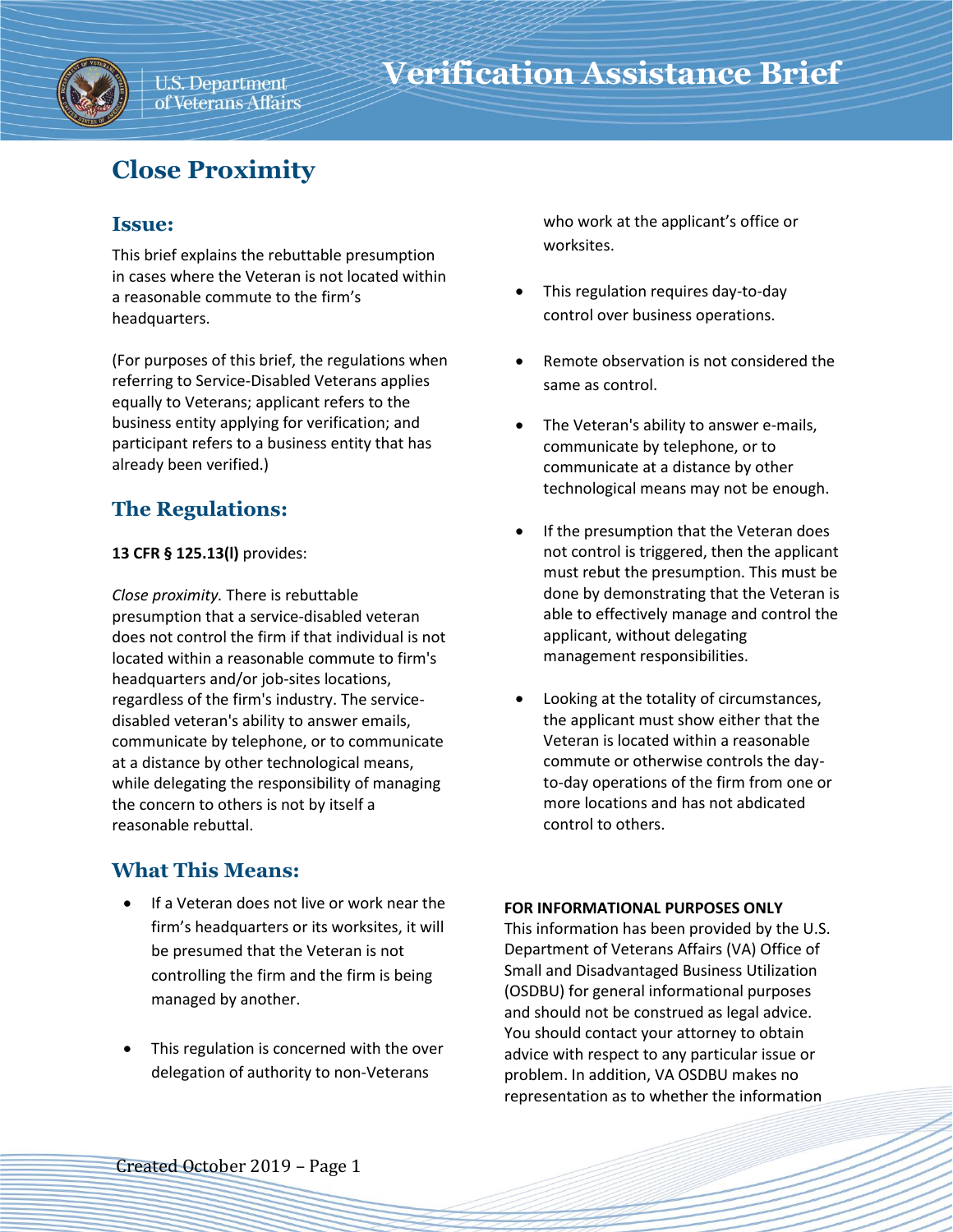# Verification Assistance Brief

U.S. Department of Veterans Affairs

## Close Proximity

### Issue:

This brief explains the rebuttable presumption in cases where the Veteran is not located within a reasonable commute to the firm's headquarters.

(For purposes of this brief, the regulations when referring to Service-Disabled Veterans applies equally to Veterans; applicant refers to the business entity applying for verification; and participant refers to a business entity that has already been verified.)

### The Regulations:

**13 CFR § 125.13(l)** provides:

*Close proximity.* There is rebuttable presumption that a service-disabled veteran does not control the firm if that individual is not located within a reasonable commute to firm's headquarters and/or job-sites locations, regardless of the firm's industry. The service-disabled veteran's ability to answer emails, communicate by telephone, or to communicate at a distance by other technological means, while delegating the responsibility of managing the concern to others is not by itself a reasonable rebuttal.

### What This Means:

- If a Veteran does not live or work near the firm's headquarters or its worksites, it will be presumed that the Veteran is not controlling the firm and the firm is being managed by another.
- This regulation is concerned with the over delegation of authority to non-Veterans who work at the applicant's office or worksites.
- This regulation requires day-to-day control over business operations.
- Remote observation is not considered the same as control.
- The Veteran's ability to answer e-mails, communicate by telephone, or to communicate at a distance by other technological means may not be enough.
- If the presumption that the Veteran does not control is triggered, then the applicant must rebut the presumption. This must be done by demonstrating that the Veteran is able to effectively manage and control the applicant, without delegating management responsibilities.
- Looking at the totality of circumstances, the applicant must show either that the Veteran is located within a reasonable commute or otherwise controls the day-to-day operations of the firm from one or more locations and has not abdicated control to others.

**FOR INFORMATIONAL PURPOSES ONLY**
This information has been provided by the U.S. Department of Veterans Affairs (VA) Office of Small and Disadvantaged Business Utilization (OSDBU) for general informational purposes and should not be construed as legal advice. You should contact your attorney to obtain advice with respect to any particular issue or problem. In addition, VA OSDBU makes no representation as to whether the information

Created October 2019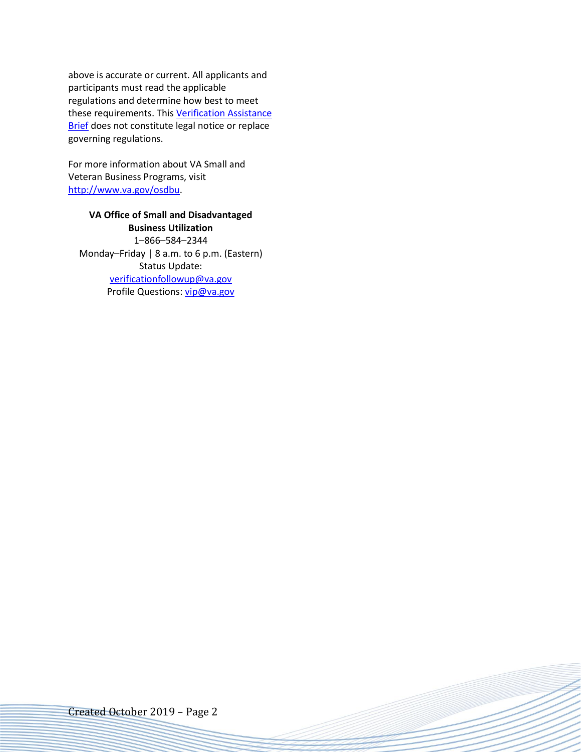above is accurate or current. All applicants and participants must read the applicable regulations and determine how best to meet these requirements. This [Verification Assistance Brief] does not constitute legal notice or replace governing regulations.

For more information about VA Small and Veteran Business Programs, visit http://www.va.gov/osdbu.

**VA Office of Small and Disadvantaged Business Utilization**
1–866–584–2344
Monday–Friday | 8 a.m. to 6 p.m. (Eastern)
Status Update:
verificationfollowup@va.gov
Profile Questions: vip@va.gov